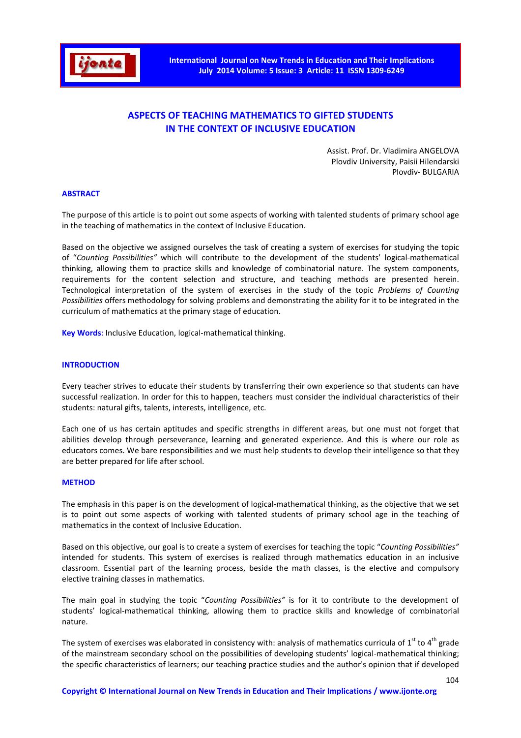# ASPECTS OF TEACHING MATHEMATICS TO GIFTED STUDENTS IN THE CONTEXT OF INCLUSIVE EDUCATION

Assist. Prof. Dr. Vladimira ANGELOVA
Plovdiv University, Paisii Hilendarski
Plovdiv- BULGARIA

## ABSTRACT

The purpose of this article is to point out some aspects of working with talented students of primary school age in the teaching of mathematics in the context of Inclusive Education.

Based on the objective we assigned ourselves the task of creating a system of exercises for studying the topic of "*Counting Possibilities"* which will contribute to the development of the students' logical-mathematical thinking, allowing them to practice skills and knowledge of combinatorial nature. The system components, requirements for the content selection and structure, and teaching methods are presented herein. Technological interpretation of the system of exercises in the study of the topic *Problems of Counting Possibilities* offers methodology for solving problems and demonstrating the ability for it to be integrated in the curriculum of mathematics at the primary stage of education.

**Key Words**: Inclusive Education, logical-mathematical thinking.

## INTRODUCTION

Every teacher strives to educate their students by transferring their own experience so that students can have successful realization. In order for this to happen, teachers must consider the individual characteristics of their students: natural gifts, talents, interests, intelligence, etc.

Each one of us has certain aptitudes and specific strengths in different areas, but one must not forget that abilities develop through perseverance, learning and generated experience. And this is where our role as educators comes. We bare responsibilities and we must help students to develop their intelligence so that they are better prepared for life after school.

## METHOD

The emphasis in this paper is on the development of logical-mathematical thinking, as the objective that we set is to point out some aspects of working with talented students of primary school age in the teaching of mathematics in the context of Inclusive Education.

Based on this objective, our goal is to create a system of exercises for teaching the topic "*Counting Possibilities"* intended for students. This system of exercises is realized through mathematics education in an inclusive classroom. Essential part of the learning process, beside the math classes, is the elective and compulsory elective training classes in mathematics.

The main goal in studying the topic "*Counting Possibilities"* is for it to contribute to the development of students' logical-mathematical thinking, allowing them to practice skills and knowledge of combinatorial nature.

The system of exercises was elaborated in consistency with: analysis of mathematics curricula of 1st to 4th grade of the mainstream secondary school on the possibilities of developing students' logical-mathematical thinking; the specific characteristics of learners; our teaching practice studies and the author's opinion that if developed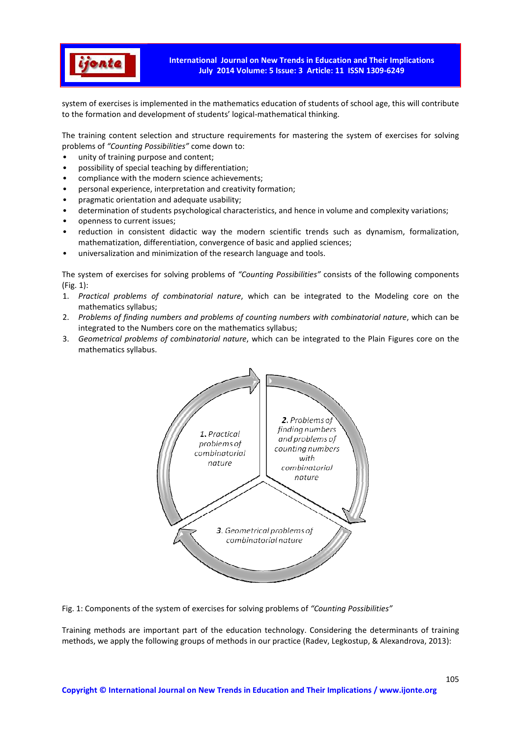system of exercises is implemented in the mathematics education of students of school age, this will contribute to the formation and development of students' logical-mathematical thinking.

The training content selection and structure requirements for mastering the system of exercises for solving problems of *"Counting Possibilities"* come down to:

- unity of training purpose and content;
- possibility of special teaching by differentiation;
- compliance with the modern science achievements;
- personal experience, interpretation and creativity formation;
- pragmatic orientation and adequate usability;
- determination of students psychological characteristics, and hence in volume and complexity variations;
- openness to current issues;
- reduction in consistent didactic way the modern scientific trends such as dynamism, formalization, mathematization, differentiation, convergence of basic and applied sciences;
- universalization and minimization of the research language and tools.

The system of exercises for solving problems of *"Counting Possibilities"* consists of the following components (Fig. 1):

1. *Practical problems of combinatorial nature*, which can be integrated to the Modeling core on the mathematics syllabus;
2. *Problems of finding numbers and problems of counting numbers with combinatorial nature*, which can be integrated to the Numbers core on the mathematics syllabus;
3. *Geometrical problems of combinatorial nature*, which can be integrated to the Plain Figures core on the mathematics syllabus.

*1. Practical problems of combinatorial nature*

*2. Problems of finding numbers and problems of counting numbers with combinatorial nature*

*3. Geometrical problems of combinatorial nature*

Fig. 1: Components of the system of exercises for solving problems of *"Counting Possibilities"*

Training methods are important part of the education technology. Considering the determinants of training methods, we apply the following groups of methods in our practice (Radev, Legkostup, & Alexandrova, 2013):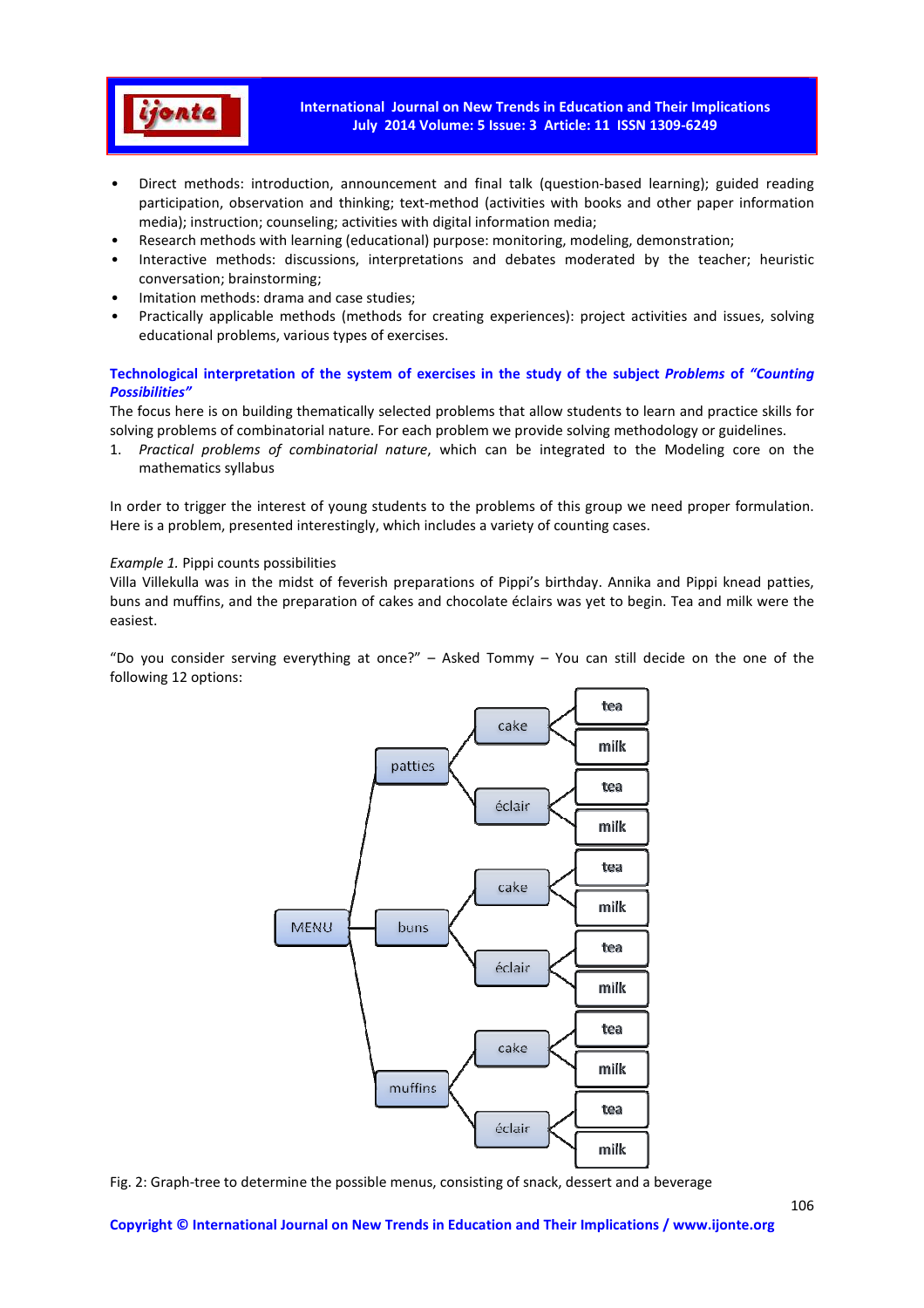- Direct methods: introduction, announcement and final talk (question-based learning); guided reading participation, observation and thinking; text-method (activities with books and other paper information media); instruction; counseling; activities with digital information media;
- Research methods with learning (educational) purpose: monitoring, modeling, demonstration;
- Interactive methods: discussions, interpretations and debates moderated by the teacher; heuristic conversation; brainstorming;
- Imitation methods: drama and case studies;
- Practically applicable methods (methods for creating experiences): project activities and issues, solving educational problems, various types of exercises.

### Technological interpretation of the system of exercises in the study of the subject *Problems* of *"Counting Possibilities"*

The focus here is on building thematically selected problems that allow students to learn and practice skills for solving problems of combinatorial nature. For each problem we provide solving methodology or guidelines.

1. *Practical problems of combinatorial nature*, which can be integrated to the Modeling core on the mathematics syllabus

In order to trigger the interest of young students to the problems of this group we need proper formulation. Here is a problem, presented interestingly, which includes a variety of counting cases.

*Example 1.* Pippi counts possibilities

Villa Villekulla was in the midst of feverish preparations of Pippi's birthday. Annika and Pippi knead patties, buns and muffins, and the preparation of cakes and chocolate éclairs was yet to begin. Tea and milk were the easiest.

"Do you consider serving everything at once?" – Asked Tommy – You can still decide on the one of the following 12 options:

```
MENU
├── patties
│   ├── cake
│   │   ├── tea
│   │   └── milk
│   └── éclair
│       ├── tea
│       └── milk
├── buns
│   ├── cake
│   │   ├── tea
│   │   └── milk
│   └── éclair
│       ├── tea
│       └── milk
└── muffins
    ├── cake
    │   ├── tea
    │   └── milk
    └── éclair
        ├── tea
        └── milk
```

Fig. 2: Graph-tree to determine the possible menus, consisting of snack, dessert and a beverage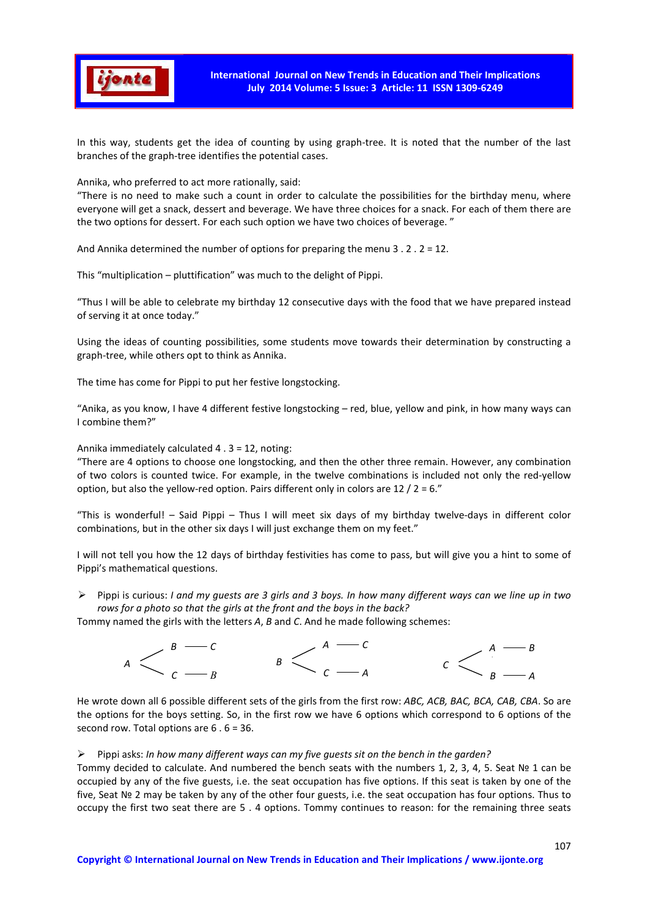In this way, students get the idea of counting by using graph-tree. It is noted that the number of the last branches of the graph-tree identifies the potential cases.

Annika, who preferred to act more rationally, said:
"There is no need to make such a count in order to calculate the possibilities for the birthday menu, where everyone will get a snack, dessert and beverage. We have three choices for a snack. For each of them there are the two options for dessert. For each such option we have two choices of beverage. "

And Annika determined the number of options for preparing the menu 3 . 2 . 2 = 12.

This "multiplication – pluttification" was much to the delight of Pippi.

"Thus I will be able to celebrate my birthday 12 consecutive days with the food that we have prepared instead of serving it at once today."

Using the ideas of counting possibilities, some students move towards their determination by constructing a graph-tree, while others opt to think as Annika.

The time has come for Pippi to put her festive longstocking.

"Anika, as you know, I have 4 different festive longstocking – red, blue, yellow and pink, in how many ways can I combine them?"

Annika immediately calculated 4 . 3 = 12, noting:
"There are 4 options to choose one longstocking, and then the other three remain. However, any combination of two colors is counted twice. For example, in the twelve combinations is included not only the red-yellow option, but also the yellow-red option. Pairs different only in colors are 12 / 2 = 6."

"This is wonderful! – Said Pippi – Thus I will meet six days of my birthday twelve-days in different color combinations, but in the other six days I will just exchange them on my feet."

I will not tell you how the 12 days of birthday festivities has come to pass, but will give you a hint to some of Pippi's mathematical questions.

- Pippi is curious: *I and my guests are 3 girls and 3 boys. In how many different ways can we line up in two rows for a photo so that the girls at the front and the boys in the back?*

Tommy named the girls with the letters *A*, *B* and *C*. And he made following schemes:

```
      B — C             A — C             A — B
A <             B <               C <
      C — B             C — A             B — A
```

He wrote down all 6 possible different sets of the girls from the first row: *ABC, ACB, BAC, BCA, CAB, CBA*. So are the options for the boys setting. So, in the first row we have 6 options which correspond to 6 options of the second row. Total options are 6 . 6 = 36.

- Pippi asks: *In how many different ways can my five guests sit on the bench in the garden?*

Tommy decided to calculate. And numbered the bench seats with the numbers 1, 2, 3, 4, 5. Seat № 1 can be occupied by any of the five guests, i.e. the seat occupation has five options. If this seat is taken by one of the five, Seat № 2 may be taken by any of the other four guests, i.e. the seat occupation has four options. Thus to occupy the first two seat there are 5 . 4 options. Tommy continues to reason: for the remaining three seats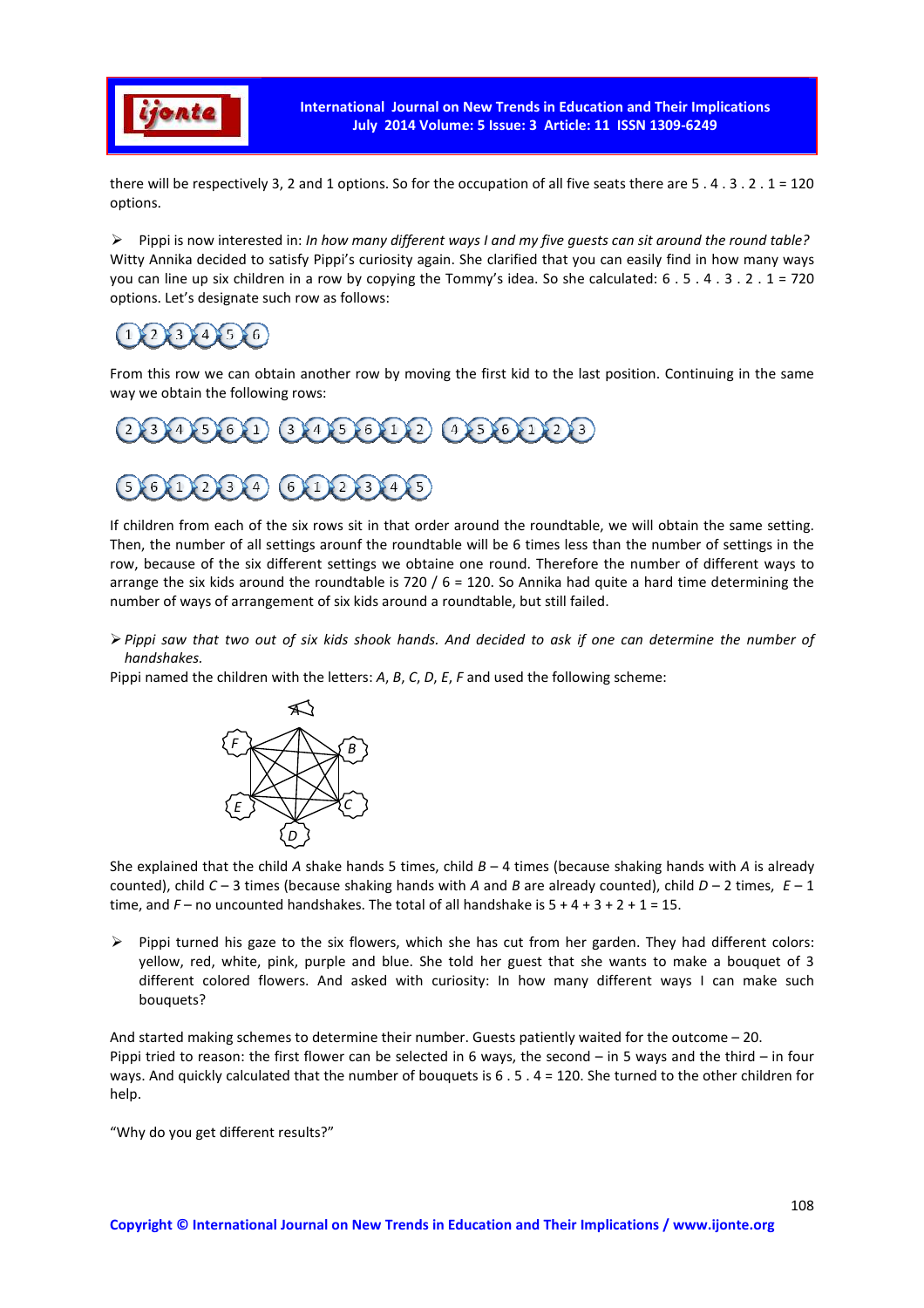there will be respectively 3, 2 and 1 options. So for the occupation of all five seats there are 5 . 4 . 3 . 2 . 1 = 120 options.

- Pippi is now interested in: *In how many different ways I and my five guests can sit around the round table?*

Witty Annika decided to satisfy Pippi's curiosity again. She clarified that you can easily find in how many ways you can line up six children in a row by copying the Tommy's idea. So she calculated: 6 . 5 . 4 . 3 . 2 . 1 = 720 options. Let's designate such row as follows:

1 2 3 4 5 6

From this row we can obtain another row by moving the first kid to the last position. Continuing in the same way we obtain the following rows:

2 3 4 5 6 1   3 4 5 6 1 2   4 5 6 1 2 3

5 6 1 2 3 4   6 1 2 3 4 5

If children from each of the six rows sit in that order around the roundtable, we will obtain the same setting. Then, the number of all settings arounf the roundtable will be 6 times less than the number of settings in the row, because of the six different settings we obtaine one round. Therefore the number of different ways to arrange the six kids around the roundtable is 720 / 6 = 120. So Annika had quite a hard time determining the number of ways of arrangement of six kids around a roundtable, but still failed.

- *Pippi saw that two out of six kids shook hands. And decided to ask if one can determine the number of handshakes.*

Pippi named the children with the letters: *A*, *B*, *C*, *D*, *E*, *F* and used the following scheme:

She explained that the child *A* shake hands 5 times, child *B* – 4 times (because shaking hands with *A* is already counted), child *C* – 3 times (because shaking hands with *A* and *B* are already counted), child *D* – 2 times, *E* – 1 time, and *F* – no uncounted handshakes. The total of all handshake is 5 + 4 + 3 + 2 + 1 = 15.

- Pippi turned his gaze to the six flowers, which she has cut from her garden. They had different colors: yellow, red, white, pink, purple and blue. She told her guest that she wants to make a bouquet of 3 different colored flowers. And asked with curiosity: In how many different ways I can make such bouquets?

And started making schemes to determine their number. Guests patiently waited for the outcome – 20.
Pippi tried to reason: the first flower can be selected in 6 ways, the second – in 5 ways and the third – in four ways. And quickly calculated that the number of bouquets is 6 . 5 . 4 = 120. She turned to the other children for help.

"Why do you get different results?"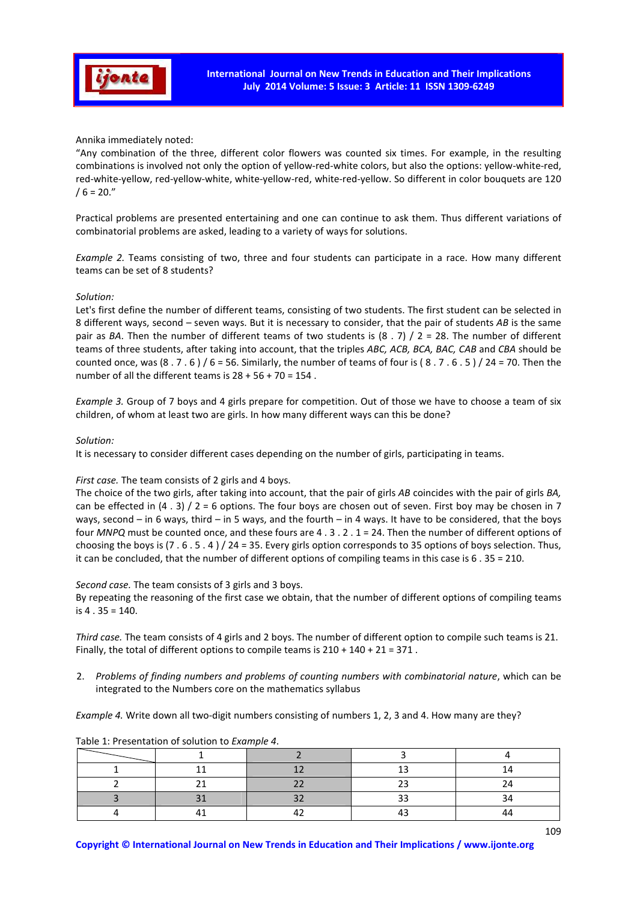Annika immediately noted:

"Any combination of the three, different color flowers was counted six times. For example, in the resulting combinations is involved not only the option of yellow-red-white colors, but also the options: yellow-white-red, red-white-yellow, red-yellow-white, white-yellow-red, white-red-yellow. So different in color bouquets are 120 / 6 = 20."

Practical problems are presented entertaining and one can continue to ask them. Thus different variations of combinatorial problems are asked, leading to a variety of ways for solutions.

*Example 2.* Teams consisting of two, three and four students can participate in a race. How many different teams can be set of 8 students?

*Solution:*

Let's first define the number of different teams, consisting of two students. The first student can be selected in 8 different ways, second – seven ways. But it is necessary to consider, that the pair of students *AB* is the same pair as *BA*. Then the number of different teams of two students is (8 . 7) / 2 = 28. The number of different teams of three students, after taking into account, that the triples *ABC, ACB, BCA, BAC, CAB* and *CBA* should be counted once, was (8 . 7 . 6 ) / 6 = 56. Similarly, the number of teams of four is ( 8 . 7 . 6 . 5 ) / 24 = 70. Then the number of all the different teams is 28 + 56 + 70 = 154 .

*Example 3.* Group of 7 boys and 4 girls prepare for competition. Out of those we have to choose a team of six children, of whom at least two are girls. In how many different ways can this be done?

*Solution:*

It is necessary to consider different cases depending on the number of girls, participating in teams.

*First case.* The team consists of 2 girls and 4 boys.

The choice of the two girls, after taking into account, that the pair of girls *AB* coincides with the pair of girls *BA,* can be effected in (4 . 3) / 2 = 6 options. The four boys are chosen out of seven. First boy may be chosen in 7 ways, second – in 6 ways, third – in 5 ways, and the fourth – in 4 ways. It have to be considered, that the boys four *MNPQ* must be counted once, and these fours are 4 . 3 . 2 . 1 = 24. Then the number of different options of choosing the boys is (7 . 6 . 5 . 4 ) / 24 = 35. Every girls option corresponds to 35 options of boys selection. Thus, it can be concluded, that the number of different options of compiling teams in this case is 6 . 35 = 210.

*Second case.* The team consists of 3 girls and 3 boys.

By repeating the reasoning of the first case we obtain, that the number of different options of compiling teams is 4 . 35 = 140.

*Third case.* The team consists of 4 girls and 2 boys. The number of different option to compile such teams is 21. Finally, the total of different options to compile teams is 210 + 140 + 21 = 371 .

2. *Problems of finding numbers and problems of counting numbers with combinatorial nature*, which can be integrated to the Numbers core on the mathematics syllabus

*Example 4.* Write down all two-digit numbers consisting of numbers 1, 2, 3 and 4. How many are they?

Table 1: Presentation of solution to *Example 4*.

| | 1 | 2 | 3 | 4 |
|---|---|---|---|---|
| 1 | 11 | 12 | 13 | 14 |
| 2 | 21 | 22 | 23 | 24 |
| 3 | 31 | 32 | 33 | 34 |
| 4 | 41 | 42 | 43 | 44 |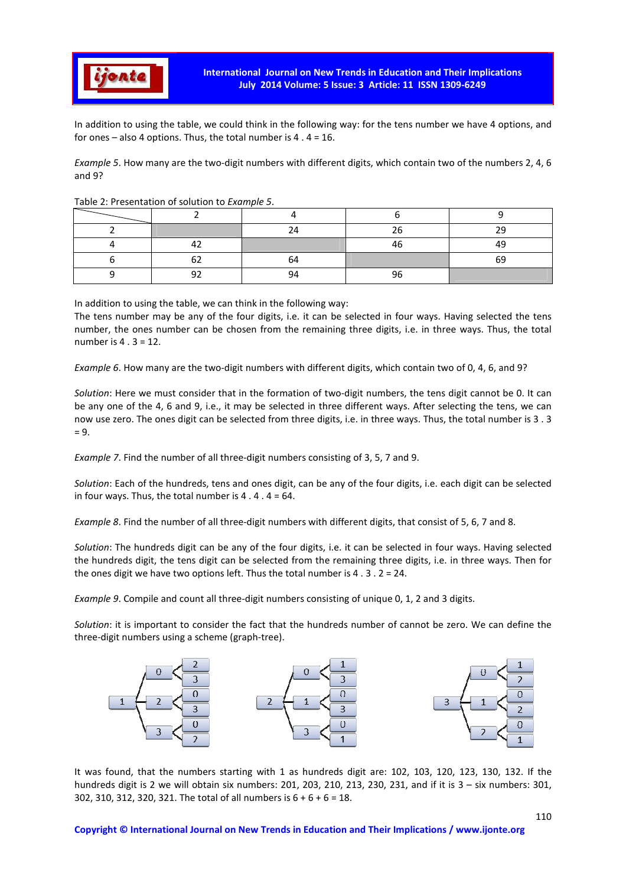In addition to using the table, we could think in the following way: for the tens number we have 4 options, and for ones – also 4 options. Thus, the total number is 4 . 4 = 16.

*Example 5*. How many are the two-digit numbers with different digits, which contain two of the numbers 2, 4, 6 and 9?

Table 2: Presentation of solution to *Example 5*.

| | 2 | 4 | 6 | 9 |
|---|---|---|---|---|
| 2 | | 24 | 26 | 29 |
| 4 | 42 | | 46 | 49 |
| 6 | 62 | 64 | | 69 |
| 9 | 92 | 94 | 96 | |

In addition to using the table, we can think in the following way:
The tens number may be any of the four digits, i.e. it can be selected in four ways. Having selected the tens number, the ones number can be chosen from the remaining three digits, i.e. in three ways. Thus, the total number is 4 . 3 = 12.

*Example 6*. How many are the two-digit numbers with different digits, which contain two of 0, 4, 6, and 9?

*Solution*: Here we must consider that in the formation of two-digit numbers, the tens digit cannot be 0. It can be any one of the 4, 6 and 9, i.e., it may be selected in three different ways. After selecting the tens, we can now use zero. The ones digit can be selected from three digits, i.e. in three ways. Thus, the total number is 3 . 3 = 9.

*Example 7*. Find the number of all three-digit numbers consisting of 3, 5, 7 and 9.

*Solution*: Each of the hundreds, tens and ones digit, can be any of the four digits, i.e. each digit can be selected in four ways. Thus, the total number is 4 . 4 . 4 = 64.

*Example 8*. Find the number of all three-digit numbers with different digits, that consist of 5, 6, 7 and 8.

*Solution*: The hundreds digit can be any of the four digits, i.e. it can be selected in four ways. Having selected the hundreds digit, the tens digit can be selected from the remaining three digits, i.e. in three ways. Then for the ones digit we have two options left. Thus the total number is 4 . 3 . 2 = 24.

*Example 9*. Compile and count all three-digit numbers consisting of unique 0, 1, 2 and 3 digits.

*Solution*: it is important to consider the fact that the hundreds number of cannot be zero. We can define the three-digit numbers using a scheme (graph-tree).

```
     0 < 2          0 < 1          0 < 1
         3              3              2
1 -- 2 < 0     2 -- 1 < 0     3 -- 1 < 0
         3              3              2
     3 < 0          3 < 0          2 < 0
         2              1              1
```

It was found, that the numbers starting with 1 as hundreds digit are: 102, 103, 120, 123, 130, 132. If the hundreds digit is 2 we will obtain six numbers: 201, 203, 210, 213, 230, 231, and if it is 3 – six numbers: 301, 302, 310, 312, 320, 321. The total of all numbers is 6 + 6 + 6 = 18.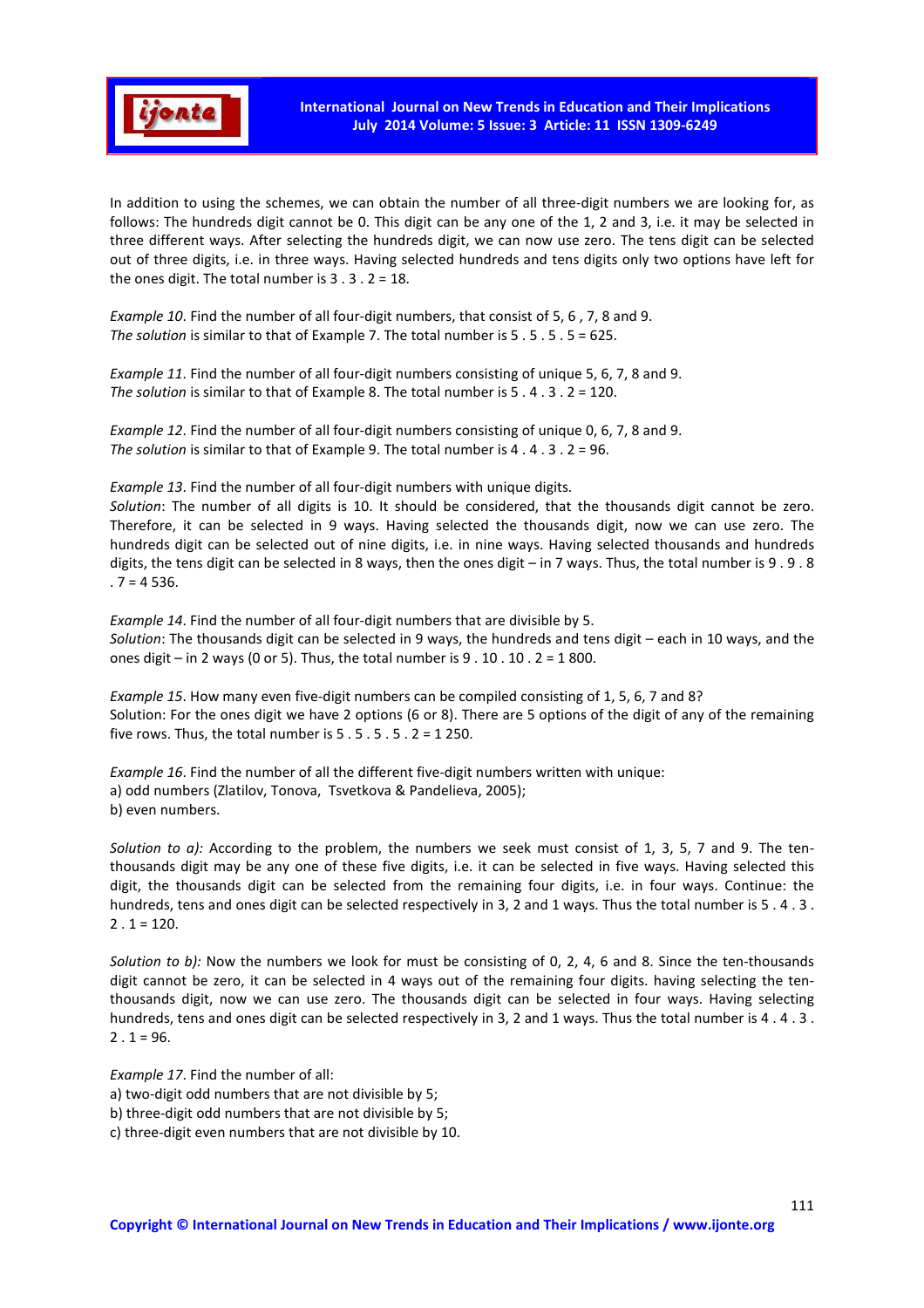In addition to using the schemes, we can obtain the number of all three-digit numbers we are looking for, as follows: The hundreds digit cannot be 0. This digit can be any one of the 1, 2 and 3, i.e. it may be selected in three different ways. After selecting the hundreds digit, we can now use zero. The tens digit can be selected out of three digits, i.e. in three ways. Having selected hundreds and tens digits only two options have left for the ones digit. The total number is 3 . 3 . 2 = 18.

*Example 10*. Find the number of all four-digit numbers, that consist of 5, 6 , 7, 8 and 9.
*The solution* is similar to that of Example 7. The total number is 5 . 5 . 5 . 5 = 625.

*Example 11*. Find the number of all four-digit numbers consisting of unique 5, 6, 7, 8 and 9.
*The solution* is similar to that of Example 8. The total number is 5 . 4 . 3 . 2 = 120.

*Example 12*. Find the number of all four-digit numbers consisting of unique 0, 6, 7, 8 and 9.
*The solution* is similar to that of Example 9. The total number is 4 . 4 . 3 . 2 = 96.

*Example 13*. Find the number of all four-digit numbers with unique digits.
*Solution*: The number of all digits is 10. It should be considered, that the thousands digit cannot be zero. Therefore, it can be selected in 9 ways. Having selected the thousands digit, now we can use zero. The hundreds digit can be selected out of nine digits, i.e. in nine ways. Having selected thousands and hundreds digits, the tens digit can be selected in 8 ways, then the ones digit – in 7 ways. Thus, the total number is 9 . 9 . 8 . 7 = 4 536.

*Example 14*. Find the number of all four-digit numbers that are divisible by 5.
*Solution*: The thousands digit can be selected in 9 ways, the hundreds and tens digit – each in 10 ways, and the ones digit – in 2 ways (0 or 5). Thus, the total number is 9 . 10 . 10 . 2 = 1 800.

*Example 15*. How many even five-digit numbers can be compiled consisting of 1, 5, 6, 7 and 8?
Solution: For the ones digit we have 2 options (6 or 8). There are 5 options of the digit of any of the remaining five rows. Thus, the total number is 5 . 5 . 5 . 5 . 2 = 1 250.

*Example 16*. Find the number of all the different five-digit numbers written with unique:
a) odd numbers (Zlatilov, Tonova, Tsvetkova & Pandelieva, 2005);
b) even numbers.

*Solution to a):* According to the problem, the numbers we seek must consist of 1, 3, 5, 7 and 9. The ten-thousands digit may be any one of these five digits, i.e. it can be selected in five ways. Having selected this digit, the thousands digit can be selected from the remaining four digits, i.e. in four ways. Continue: the hundreds, tens and ones digit can be selected respectively in 3, 2 and 1 ways. Thus the total number is 5 . 4 . 3 . 2 . 1 = 120.

*Solution to b):* Now the numbers we look for must be consisting of 0, 2, 4, 6 and 8. Since the ten-thousands digit cannot be zero, it can be selected in 4 ways out of the remaining four digits. having selecting the ten-thousands digit, now we can use zero. The thousands digit can be selected in four ways. Having selecting hundreds, tens and ones digit can be selected respectively in 3, 2 and 1 ways. Thus the total number is 4 . 4 . 3 . 2 . 1 = 96.

*Example 17*. Find the number of all:
a) two-digit odd numbers that are not divisible by 5;
b) three-digit odd numbers that are not divisible by 5;
c) three-digit even numbers that are not divisible by 10.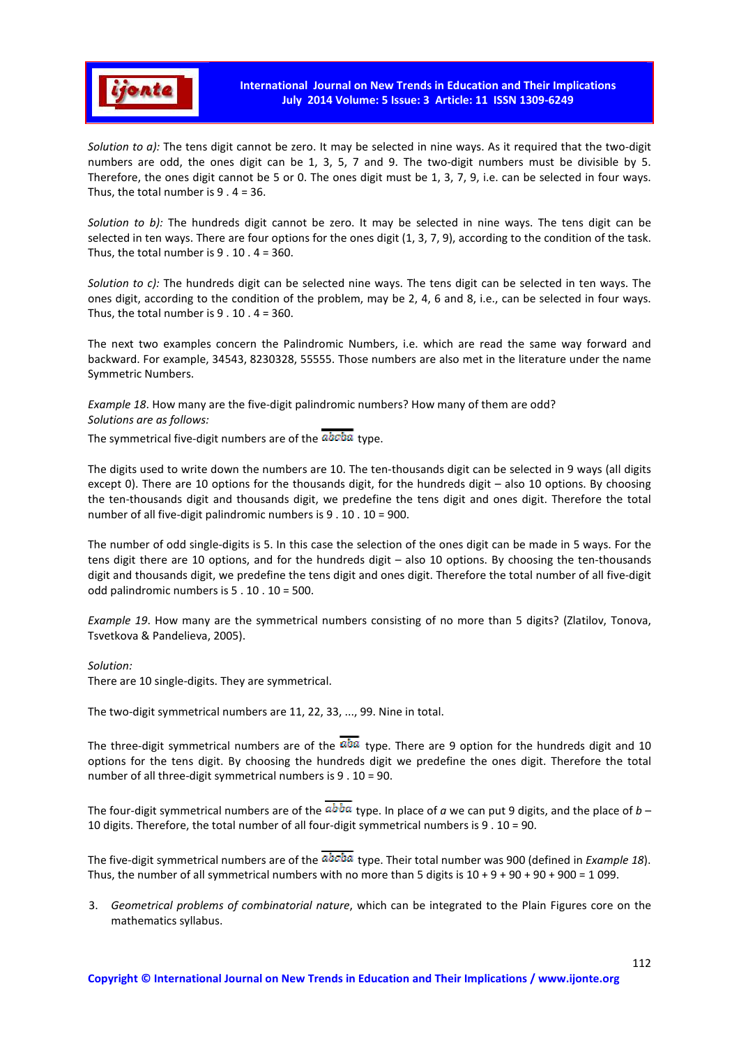*Solution to a):* The tens digit cannot be zero. It may be selected in nine ways. As it required that the two-digit numbers are odd, the ones digit can be 1, 3, 5, 7 and 9. The two-digit numbers must be divisible by 5. Therefore, the ones digit cannot be 5 or 0. The ones digit must be 1, 3, 7, 9, i.e. can be selected in four ways. Thus, the total number is 9 . 4 = 36.

*Solution to b):* The hundreds digit cannot be zero. It may be selected in nine ways. The tens digit can be selected in ten ways. There are four options for the ones digit (1, 3, 7, 9), according to the condition of the task. Thus, the total number is 9 . 10 . 4 = 360.

*Solution to c):* The hundreds digit can be selected nine ways. The tens digit can be selected in ten ways. The ones digit, according to the condition of the problem, may be 2, 4, 6 and 8, i.e., can be selected in four ways. Thus, the total number is 9 . 10 . 4 = 360.

The next two examples concern the Palindromic Numbers, i.e. which are read the same way forward and backward. For example, 34543, 8230328, 55555. Those numbers are also met in the literature under the name Symmetric Numbers.

*Example 18*. How many are the five-digit palindromic numbers? How many of them are odd?
*Solutions are as follows:*
The symmetrical five-digit numbers are of the $\overline{abcba}$ type.

The digits used to write down the numbers are 10. The ten-thousands digit can be selected in 9 ways (all digits except 0). There are 10 options for the thousands digit, for the hundreds digit – also 10 options. By choosing the ten-thousands digit and thousands digit, we predefine the tens digit and ones digit. Therefore the total number of all five-digit palindromic numbers is 9 . 10 . 10 = 900.

The number of odd single-digits is 5. In this case the selection of the ones digit can be made in 5 ways. For the tens digit there are 10 options, and for the hundreds digit – also 10 options. By choosing the ten-thousands digit and thousands digit, we predefine the tens digit and ones digit. Therefore the total number of all five-digit odd palindromic numbers is 5 . 10 . 10 = 500.

*Example 19*. How many are the symmetrical numbers consisting of no more than 5 digits? (Zlatilov, Tonova, Tsvetkova & Pandelieva, 2005).

*Solution:*
There are 10 single-digits. They are symmetrical.

The two-digit symmetrical numbers are 11, 22, 33, ..., 99. Nine in total.

The three-digit symmetrical numbers are of the $\overline{aba}$ type. There are 9 option for the hundreds digit and 10 options for the tens digit. By choosing the hundreds digit we predefine the ones digit. Therefore the total number of all three-digit symmetrical numbers is 9 . 10 = 90.

The four-digit symmetrical numbers are of the $\overline{abba}$ type. In place of *a* we can put 9 digits, and the place of *b* – 10 digits. Therefore, the total number of all four-digit symmetrical numbers is 9 . 10 = 90.

The five-digit symmetrical numbers are of the $\overline{abcba}$ type. Their total number was 900 (defined in *Example 18*). Thus, the number of all symmetrical numbers with no more than 5 digits is 10 + 9 + 90 + 90 + 900 = 1 099.

3. *Geometrical problems of combinatorial nature*, which can be integrated to the Plain Figures core on the mathematics syllabus.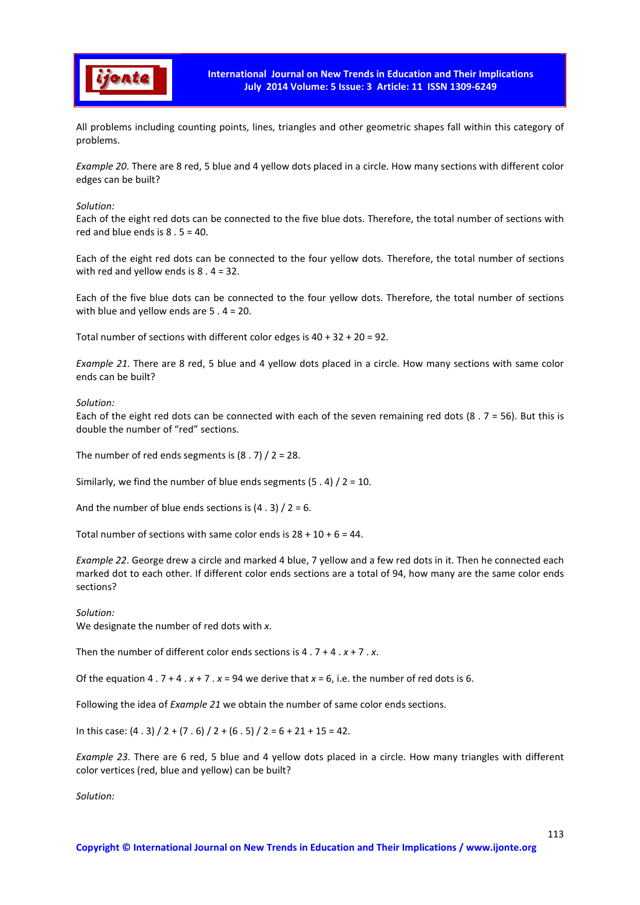All problems including counting points, lines, triangles and other geometric shapes fall within this category of problems.

*Example 20*. There are 8 red, 5 blue and 4 yellow dots placed in a circle. How many sections with different color edges can be built?

*Solution:*

Each of the eight red dots can be connected to the five blue dots. Therefore, the total number of sections with red and blue ends is $8 . 5 = 40$.

Each of the eight red dots can be connected to the four yellow dots. Therefore, the total number of sections with red and yellow ends is $8 . 4 = 32$.

Each of the five blue dots can be connected to the four yellow dots. Therefore, the total number of sections with blue and yellow ends are $5 . 4 = 20$.

Total number of sections with different color edges is $40 + 32 + 20 = 92$.

*Example 21*. There are 8 red, 5 blue and 4 yellow dots placed in a circle. How many sections with same color ends can be built?

*Solution:*

Each of the eight red dots can be connected with each of the seven remaining red dots ($8 . 7 = 56$). But this is double the number of "red" sections.

The number of red ends segments is $(8 . 7) / 2 = 28$.

Similarly, we find the number of blue ends segments $(5 . 4) / 2 = 10$.

And the number of blue ends sections is $(4 . 3) / 2 = 6$.

Total number of sections with same color ends is $28 + 10 + 6 = 44$.

*Example 22*. George drew a circle and marked 4 blue, 7 yellow and a few red dots in it. Then he connected each marked dot to each other. If different color ends sections are a total of 94, how many are the same color ends sections?

*Solution:*

We designate the number of red dots with $x$.

Then the number of different color ends sections is $4 . 7 + 4 . x + 7 . x$.

Of the equation $4 . 7 + 4 . x + 7 . x = 94$ we derive that $x = 6$, i.e. the number of red dots is 6.

Following the idea of *Example 21* we obtain the number of same color ends sections.

In this case: $(4 . 3) / 2 + (7 . 6) / 2 + (6 . 5) / 2 = 6 + 21 + 15 = 42$.

*Example 23*. There are 6 red, 5 blue and 4 yellow dots placed in a circle. How many triangles with different color vertices (red, blue and yellow) can be built?

*Solution:*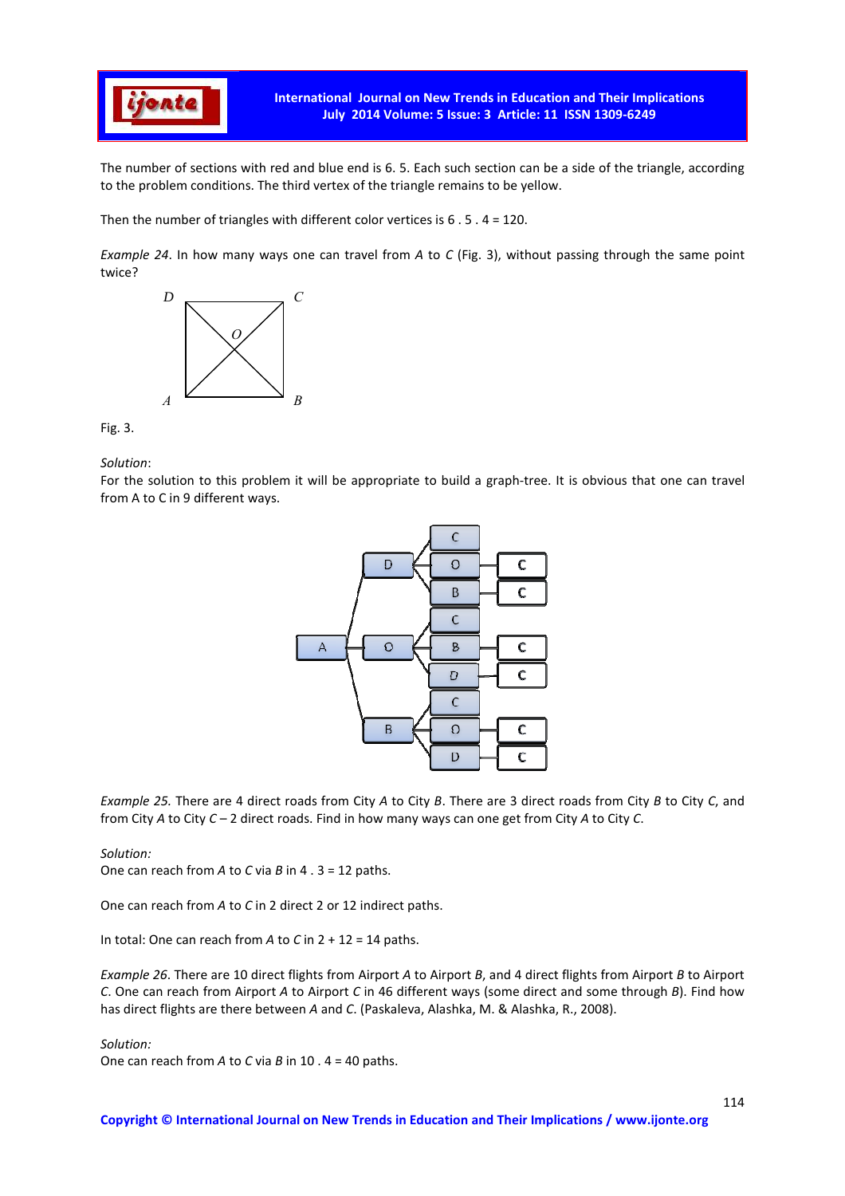The number of sections with red and blue end is 6. 5. Each such section can be a side of the triangle, according to the problem conditions. The third vertex of the triangle remains to be yellow.

Then the number of triangles with different color vertices is 6 . 5 . 4 = 120.

*Example 24*. In how many ways one can travel from *A* to *C* (Fig. 3), without passing through the same point twice?

Fig. 3.

*Solution*:
For the solution to this problem it will be appropriate to build a graph-tree. It is obvious that one can travel from A to C in 9 different ways.

*Example 25.* There are 4 direct roads from City *A* to City *B*. There are 3 direct roads from City *B* to City *C*, and from City *A* to City *C* – 2 direct roads. Find in how many ways can one get from City *A* to City *C*.

*Solution:*
One can reach from *A* to *C* via *B* in 4 . 3 = 12 paths.

One can reach from *A* to *C* in 2 direct 2 or 12 indirect paths.

In total: One can reach from *A* to *C* in 2 + 12 = 14 paths.

*Example 26*. There are 10 direct flights from Airport *A* to Airport *B*, and 4 direct flights from Airport *B* to Airport *C*. One can reach from Airport *A* to Airport *C* in 46 different ways (some direct and some through *B*). Find how has direct flights are there between *A* and *C*. (Paskaleva, Alashka, M. & Alashka, R., 2008).

*Solution:*
One can reach from *A* to *C* via *B* in 10 . 4 = 40 paths.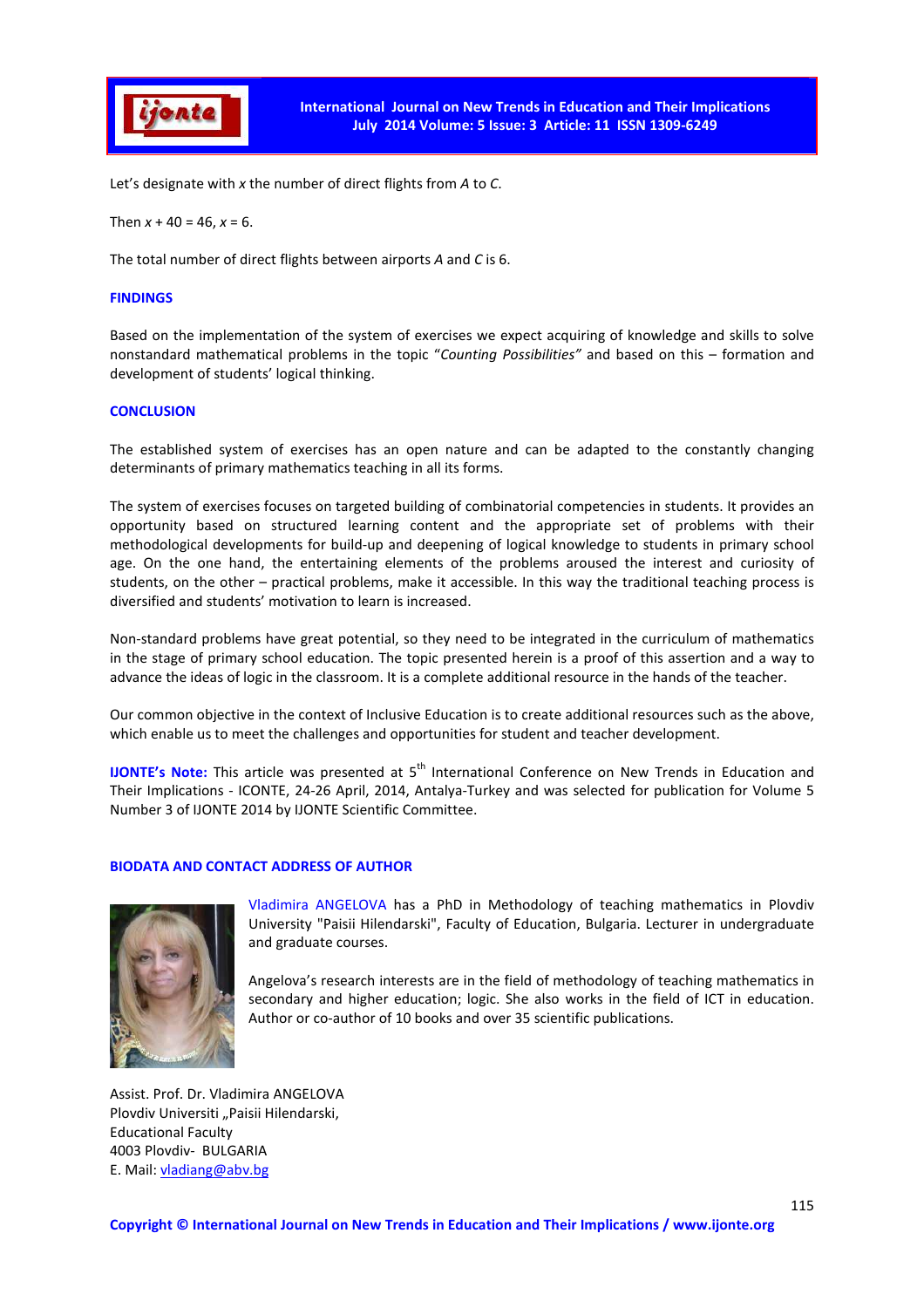Let's designate with $x$ the number of direct flights from $A$ to $C$.

Then $x + 40 = 46$, $x = 6$.

The total number of direct flights between airports $A$ and $C$ is 6.

## FINDINGS

Based on the implementation of the system of exercises we expect acquiring of knowledge and skills to solve nonstandard mathematical problems in the topic "*Counting Possibilities"* and based on this – formation and development of students' logical thinking.

## CONCLUSION

The established system of exercises has an open nature and can be adapted to the constantly changing determinants of primary mathematics teaching in all its forms.

The system of exercises focuses on targeted building of combinatorial competencies in students. It provides an opportunity based on structured learning content and the appropriate set of problems with their methodological developments for build-up and deepening of logical knowledge to students in primary school age. On the one hand, the entertaining elements of the problems aroused the interest and curiosity of students, on the other – practical problems, make it accessible. In this way the traditional teaching process is diversified and students' motivation to learn is increased.

Non-standard problems have great potential, so they need to be integrated in the curriculum of mathematics in the stage of primary school education. The topic presented herein is a proof of this assertion and a way to advance the ideas of logic in the classroom. It is a complete additional resource in the hands of the teacher.

Our common objective in the context of Inclusive Education is to create additional resources such as the above, which enable us to meet the challenges and opportunities for student and teacher development.

**IJONTE's Note:** This article was presented at 5th International Conference on New Trends in Education and Their Implications - ICONTE, 24-26 April, 2014, Antalya-Turkey and was selected for publication for Volume 5 Number 3 of IJONTE 2014 by IJONTE Scientific Committee.

## BIODATA AND CONTACT ADDRESS OF AUTHOR

Vladimira ANGELOVA has a PhD in Methodology of teaching mathematics in Plovdiv University "Paisii Hilendarski", Faculty of Education, Bulgaria. Lecturer in undergraduate and graduate courses.

Angelova's research interests are in the field of methodology of teaching mathematics in secondary and higher education; logic. She also works in the field of ICT in education. Author or co-author of 10 books and over 35 scientific publications.

Assist. Prof. Dr. Vladimira ANGELOVA
Plovdiv Universiti „Paisii Hilendarski,
Educational Faculty
4003 Plovdiv- BULGARIA
E. Mail: vladiang@abv.bg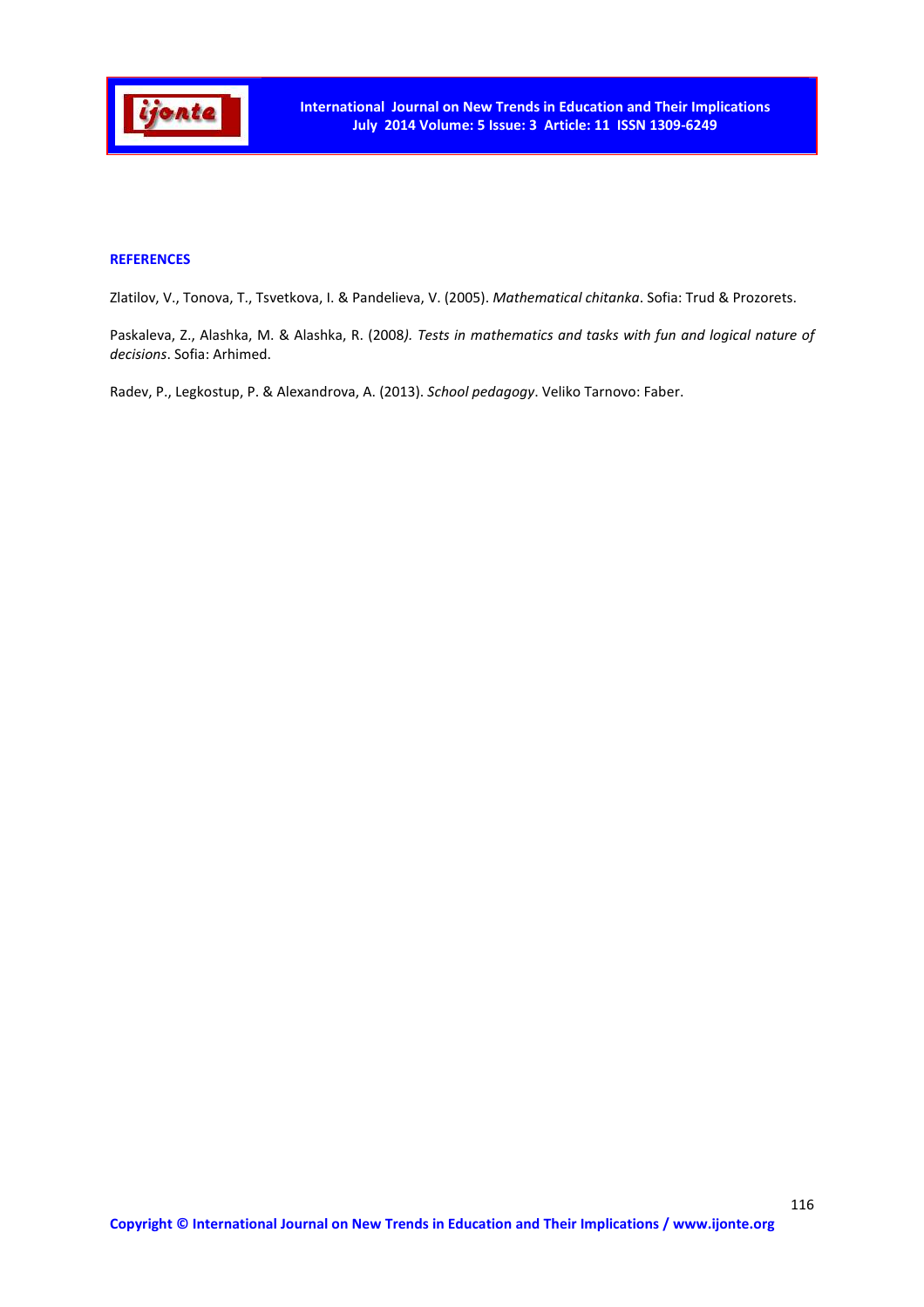## REFERENCES

Zlatilov, V., Tonova, T., Tsvetkova, I. & Pandelieva, V. (2005). *Mathematical chitanka*. Sofia: Trud & Prozorets.

Paskaleva, Z., Alashka, M. & Alashka, R. (2008*). Tests in mathematics and tasks with fun and logical nature of decisions*. Sofia: Arhimed.

Radev, P., Legkostup, P. & Alexandrova, A. (2013). *School pedagogy*. Veliko Tarnovo: Faber.